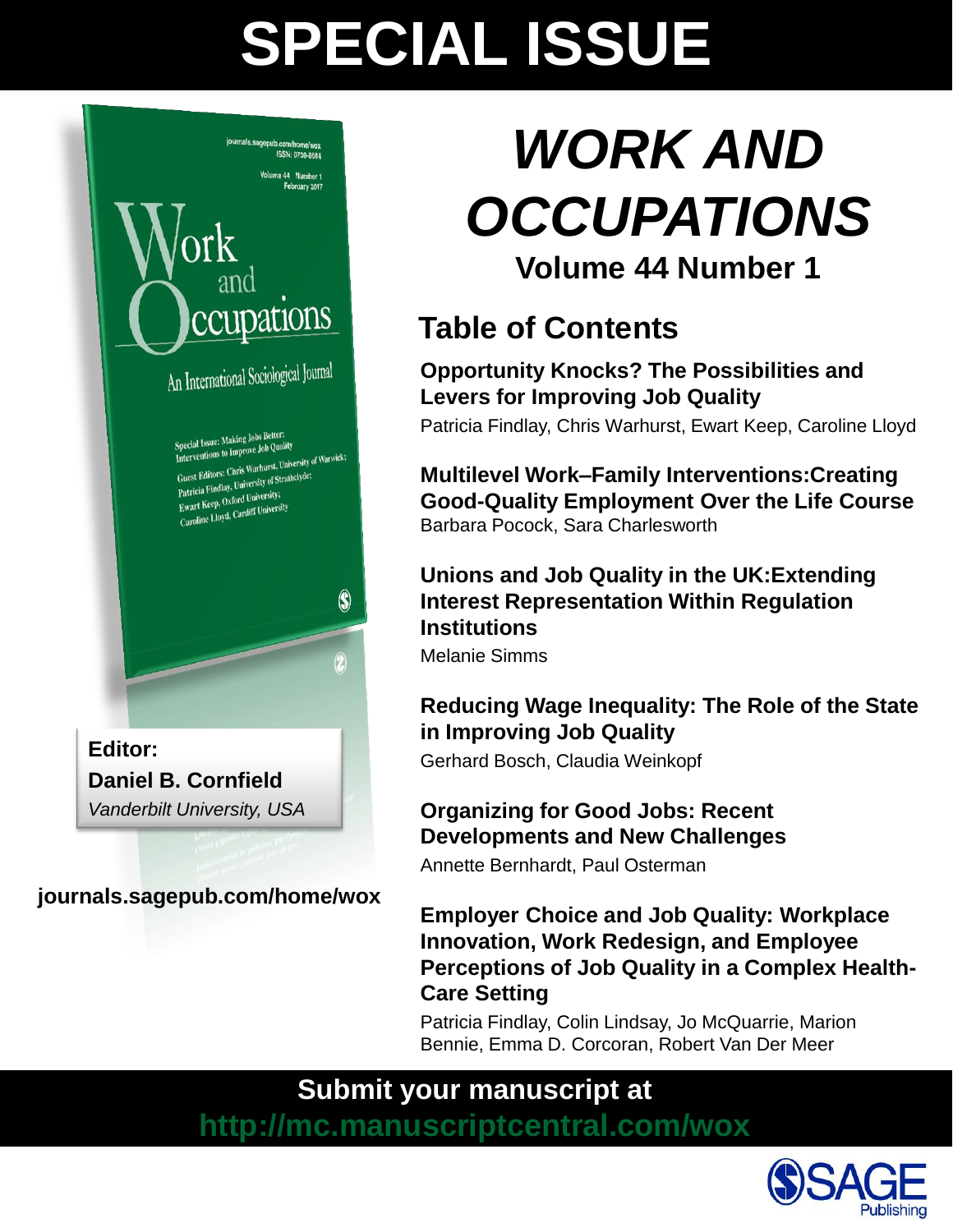# SPECIAL ISSUE

# *WORK AND OCCUPATIONS*

## Volume 44 Number 1

**Editor:**
**Daniel B. Cornfield**
*Vanderbilt University, USA*

journals.sagepub.com/home/wox

## Table of Contents

**Opportunity Knocks? The Possibilities and Levers for Improving Job Quality**
Patricia Findlay, Chris Warhurst, Ewart Keep, Caroline Lloyd

**Multilevel Work–Family Interventions:Creating Good-Quality Employment Over the Life Course**
Barbara Pocock, Sara Charlesworth

**Unions and Job Quality in the UK:Extending Interest Representation Within Regulation Institutions**
Melanie Simms

**Reducing Wage Inequality: The Role of the State in Improving Job Quality**
Gerhard Bosch, Claudia Weinkopf

**Organizing for Good Jobs: Recent Developments and New Challenges**
Annette Bernhardt, Paul Osterman

**Employer Choice and Job Quality: Workplace Innovation, Work Redesign, and Employee Perceptions of Job Quality in a Complex Health-Care Setting**
Patricia Findlay, Colin Lindsay, Jo McQuarrie, Marion Bennie, Emma D. Corcoran, Robert Van Der Meer

**Submit your manuscript at**
**http://mc.manuscriptcentral.com/wox**

SAGE Publishing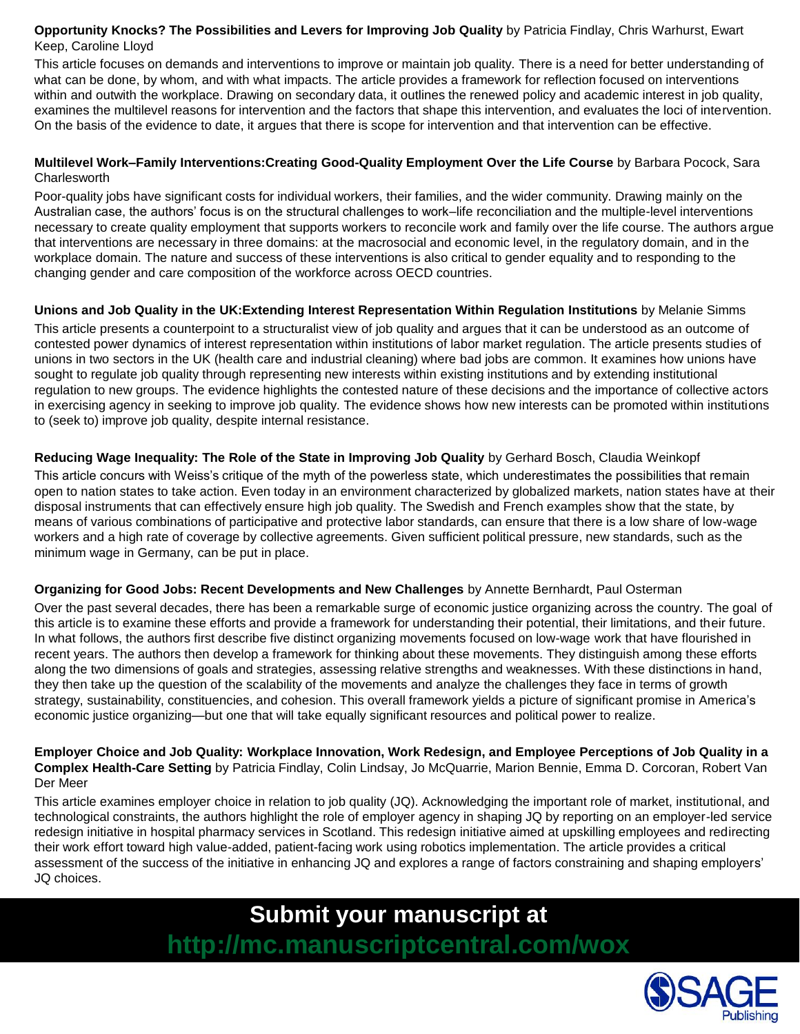**Opportunity Knocks? The Possibilities and Levers for Improving Job Quality** by Patricia Findlay, Chris Warhurst, Ewart Keep, Caroline Lloyd

This article focuses on demands and interventions to improve or maintain job quality. There is a need for better understanding of what can be done, by whom, and with what impacts. The article provides a framework for reflection focused on interventions within and outwith the workplace. Drawing on secondary data, it outlines the renewed policy and academic interest in job quality, examines the multilevel reasons for intervention and the factors that shape this intervention, and evaluates the loci of intervention. On the basis of the evidence to date, it argues that there is scope for intervention and that intervention can be effective.

**Multilevel Work–Family Interventions:Creating Good-Quality Employment Over the Life Course** by Barbara Pocock, Sara Charlesworth

Poor-quality jobs have significant costs for individual workers, their families, and the wider community. Drawing mainly on the Australian case, the authors' focus is on the structural challenges to work–life reconciliation and the multiple-level interventions necessary to create quality employment that supports workers to reconcile work and family over the life course. The authors argue that interventions are necessary in three domains: at the macrosocial and economic level, in the regulatory domain, and in the workplace domain. The nature and success of these interventions is also critical to gender equality and to responding to the changing gender and care composition of the workforce across OECD countries.

**Unions and Job Quality in the UK:Extending Interest Representation Within Regulation Institutions** by Melanie Simms

This article presents a counterpoint to a structuralist view of job quality and argues that it can be understood as an outcome of contested power dynamics of interest representation within institutions of labor market regulation. The article presents studies of unions in two sectors in the UK (health care and industrial cleaning) where bad jobs are common. It examines how unions have sought to regulate job quality through representing new interests within existing institutions and by extending institutional regulation to new groups. The evidence highlights the contested nature of these decisions and the importance of collective actors in exercising agency in seeking to improve job quality. The evidence shows how new interests can be promoted within institutions to (seek to) improve job quality, despite internal resistance.

**Reducing Wage Inequality: The Role of the State in Improving Job Quality** by Gerhard Bosch, Claudia Weinkopf

This article concurs with Weiss's critique of the myth of the powerless state, which underestimates the possibilities that remain open to nation states to take action. Even today in an environment characterized by globalized markets, nation states have at their disposal instruments that can effectively ensure high job quality. The Swedish and French examples show that the state, by means of various combinations of participative and protective labor standards, can ensure that there is a low share of low-wage workers and a high rate of coverage by collective agreements. Given sufficient political pressure, new standards, such as the minimum wage in Germany, can be put in place.

**Organizing for Good Jobs: Recent Developments and New Challenges** by Annette Bernhardt, Paul Osterman

Over the past several decades, there has been a remarkable surge of economic justice organizing across the country. The goal of this article is to examine these efforts and provide a framework for understanding their potential, their limitations, and their future. In what follows, the authors first describe five distinct organizing movements focused on low-wage work that have flourished in recent years. The authors then develop a framework for thinking about these movements. They distinguish among these efforts along the two dimensions of goals and strategies, assessing relative strengths and weaknesses. With these distinctions in hand, they then take up the question of the scalability of the movements and analyze the challenges they face in terms of growth strategy, sustainability, constituencies, and cohesion. This overall framework yields a picture of significant promise in America's economic justice organizing—but one that will take equally significant resources and political power to realize.

**Employer Choice and Job Quality: Workplace Innovation, Work Redesign, and Employee Perceptions of Job Quality in a Complex Health-Care Setting** by Patricia Findlay, Colin Lindsay, Jo McQuarrie, Marion Bennie, Emma D. Corcoran, Robert Van Der Meer

This article examines employer choice in relation to job quality (JQ). Acknowledging the important role of market, institutional, and technological constraints, the authors highlight the role of employer agency in shaping JQ by reporting on an employer-led service redesign initiative in hospital pharmacy services in Scotland. This redesign initiative aimed at upskilling employees and redirecting their work effort toward high value-added, patient-facing work using robotics implementation. The article provides a critical assessment of the success of the initiative in enhancing JQ and explores a range of factors constraining and shaping employers' JQ choices.

**Submit your manuscript at**
**http://mc.manuscriptcentral.com/wox**

SAGE Publishing